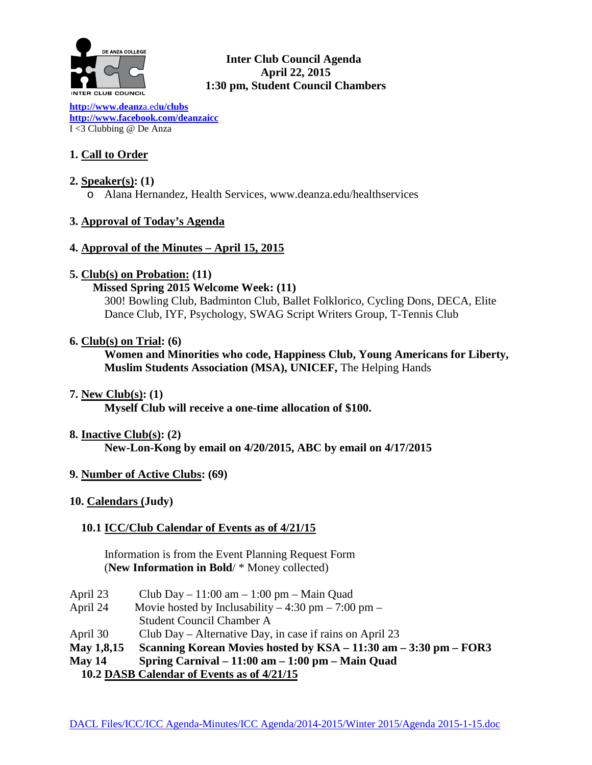**Inter Club Council Agenda**
**April 22, 2015**
**1:30 pm, Student Council Chambers**

[http://www.deanza.edu/clubs](http://www.deanza.edu/clubs)
[http://www.facebook.com/deanzaicc](http://www.facebook.com/deanzaicc)
I <3 Clubbing @ De Anza

**1. Call to Order**

**2. Speaker(s): (1)**

- Alana Hernandez, Health Services, www.deanza.edu/healthservices

**3. Approval of Today's Agenda**

**4. Approval of the Minutes – April 15, 2015**

**5. Club(s) on Probation: (11)**

**Missed Spring 2015 Welcome Week: (11)**

300! Bowling Club, Badminton Club, Ballet Folklorico, Cycling Dons, DECA, Elite Dance Club, IYF, Psychology, SWAG Script Writers Group, T-Tennis Club

**6. Club(s) on Trial: (6)**

**Women and Minorities who code, Happiness Club, Young Americans for Liberty, Muslim Students Association (MSA), UNICEF,** The Helping Hands

**7. New Club(s): (1)**

**Myself Club will receive a one-time allocation of $100.**

**8. Inactive Club(s): (2)**

**New-Lon-Kong by email on 4/20/2015, ABC by email on 4/17/2015**

**9. Number of Active Clubs: (69)**

**10. Calendars (Judy)**

**10.1 ICC/Club Calendar of Events as of 4/21/15**

Information is from the Event Planning Request Form
(**New Information in Bold**/ * Money collected)

April 23 Club Day – 11:00 am – 1:00 pm – Main Quad
April 24 Movie hosted by Inclusability – 4:30 pm – 7:00 pm – Student Council Chamber A
April 30 Club Day – Alternative Day, in case if rains on April 23
**May 1,8,15 Scanning Korean Movies hosted by KSA – 11:30 am – 3:30 pm – FOR3**
**May 14 Spring Carnival – 11:00 am – 1:00 pm – Main Quad**

**10.2 DASB Calendar of Events as of 4/21/15**

DACL Files/ICC/ICC Agenda-Minutes/ICC Agenda/2014-2015/Winter 2015/Agenda 2015-1-15.doc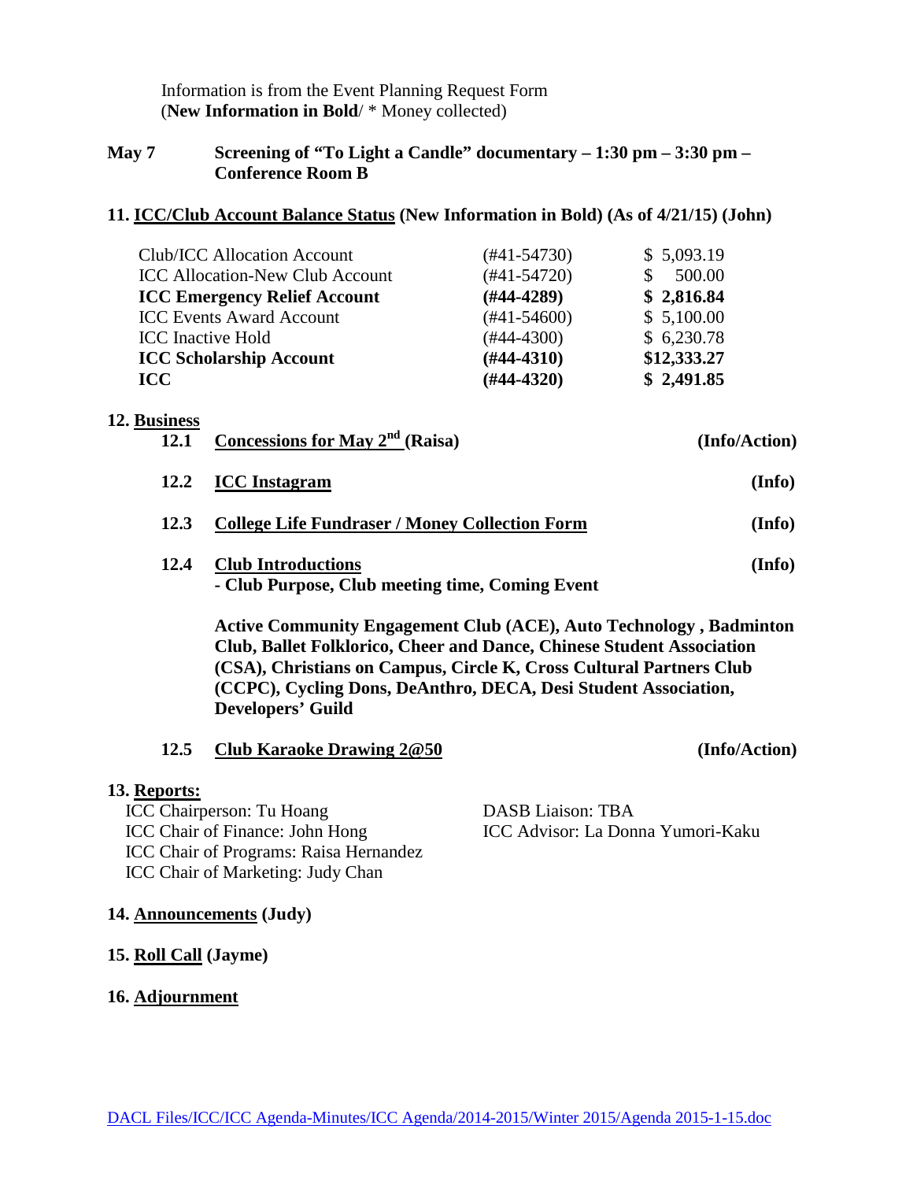Information is from the Event Planning Request Form
(**New Information in Bold**/ * Money collected)

**May 7** **Screening of "To Light a Candle" documentary – 1:30 pm – 3:30 pm – Conference Room B**

## 11. ICC/Club Account Balance Status (New Information in Bold) (As of 4/21/15) (John)

| | | |
|---|---|---|
| Club/ICC Allocation Account | (#41-54730) | $ 5,093.19 |
| ICC Allocation-New Club Account | (#41-54720) | $ 500.00 |
| **ICC Emergency Relief Account** | **(#44-4289)** | **$ 2,816.84** |
| ICC Events Award Account | (#41-54600) | $ 5,100.00 |
| ICC Inactive Hold | (#44-4300) | $ 6,230.78 |
| **ICC Scholarship Account** | **(#44-4310)** | **$12,333.27** |
| **ICC** | **(#44-4320)** | **$ 2,491.85** |

## 12. Business

**12.1 Concessions for May 2nd (Raisa)** **(Info/Action)**

**12.2 ICC Instagram** **(Info)**

**12.3 College Life Fundraser / Money Collection Form** **(Info)**

**12.4 Club Introductions** **(Info)**
**- Club Purpose, Club meeting time, Coming Event**

**Active Community Engagement Club (ACE), Auto Technology , Badminton Club, Ballet Folklorico, Cheer and Dance, Chinese Student Association (CSA), Christians on Campus, Circle K, Cross Cultural Partners Club (CCPC), Cycling Dons, DeAnthro, DECA, Desi Student Association, Developers' Guild**

**12.5 Club Karaoke Drawing 2@50** **(Info/Action)**

## 13. Reports:

ICC Chairperson: Tu Hoang
ICC Chair of Finance: John Hong
ICC Chair of Programs: Raisa Hernandez
ICC Chair of Marketing: Judy Chan
DASB Liaison: TBA
ICC Advisor: La Donna Yumori-Kaku

## 14. Announcements (Judy)

## 15. Roll Call (Jayme)

## 16. Adjournment

DACL Files/ICC/ICC Agenda-Minutes/ICC Agenda/2014-2015/Winter 2015/Agenda 2015-1-15.doc